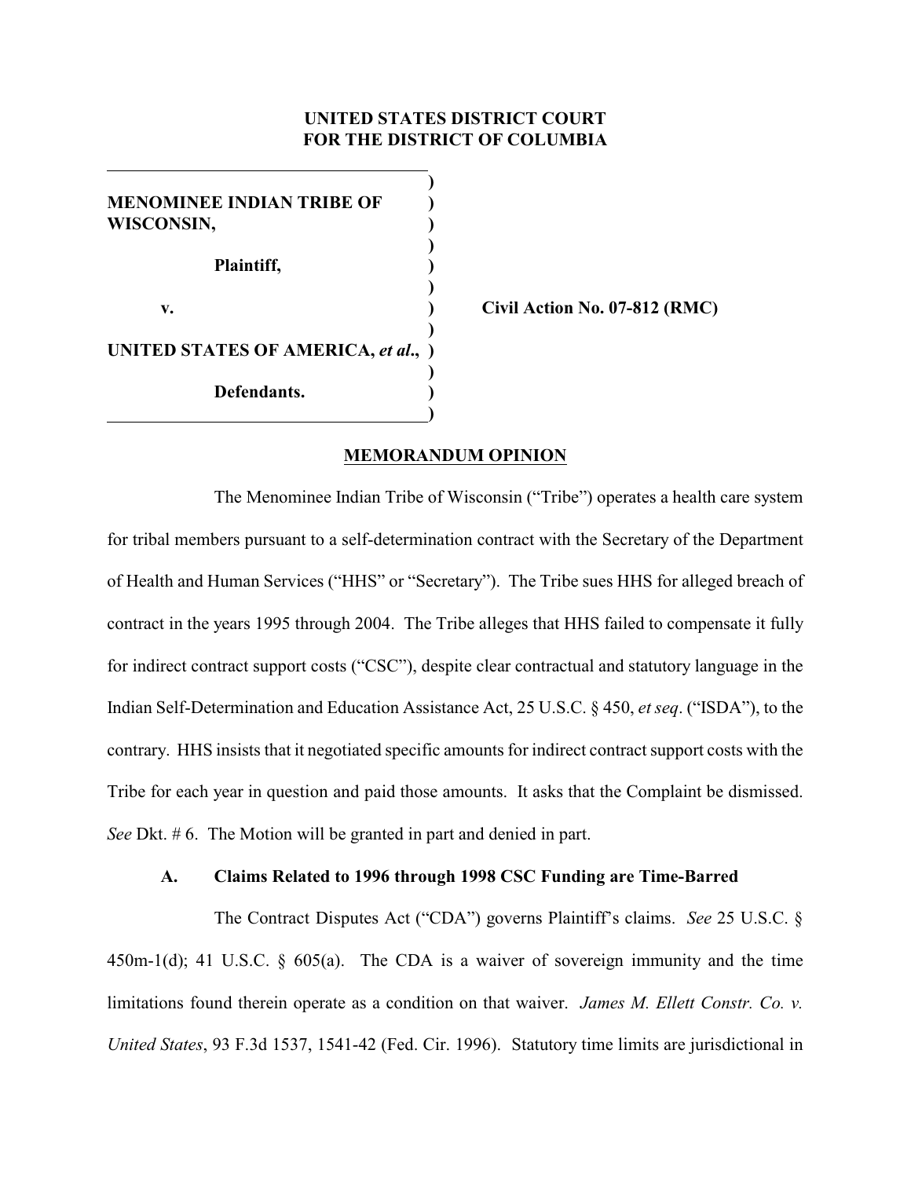**UNITED STATES DISTRICT COURT**
**FOR THE DISTRICT OF COLUMBIA**

| | | |
|---|---|---|
| **MENOMINEE INDIAN TRIBE OF WISCONSIN,** | ) | |
| **Plaintiff,** | ) | |
| **v.** | ) | **Civil Action No. 07-812 (RMC)** |
| **UNITED STATES OF AMERICA, *et al*.,** | ) | |
| **Defendants.** | ) | |

**MEMORANDUM OPINION**

The Menominee Indian Tribe of Wisconsin ("Tribe") operates a health care system for tribal members pursuant to a self-determination contract with the Secretary of the Department of Health and Human Services ("HHS" or "Secretary"). The Tribe sues HHS for alleged breach of contract in the years 1995 through 2004. The Tribe alleges that HHS failed to compensate it fully for indirect contract support costs ("CSC"), despite clear contractual and statutory language in the Indian Self-Determination and Education Assistance Act, 25 U.S.C. § 450, *et seq*. ("ISDA"), to the contrary. HHS insists that it negotiated specific amounts for indirect contract support costs with the Tribe for each year in question and paid those amounts. It asks that the Complaint be dismissed. *See* Dkt. # 6. The Motion will be granted in part and denied in part.

### A. Claims Related to 1996 through 1998 CSC Funding are Time-Barred

The Contract Disputes Act ("CDA") governs Plaintiff's claims. *See* 25 U.S.C. § 450m-1(d); 41 U.S.C. § 605(a). The CDA is a waiver of sovereign immunity and the time limitations found therein operate as a condition on that waiver. *James M. Ellett Constr. Co. v. United States*, 93 F.3d 1537, 1541-42 (Fed. Cir. 1996). Statutory time limits are jurisdictional in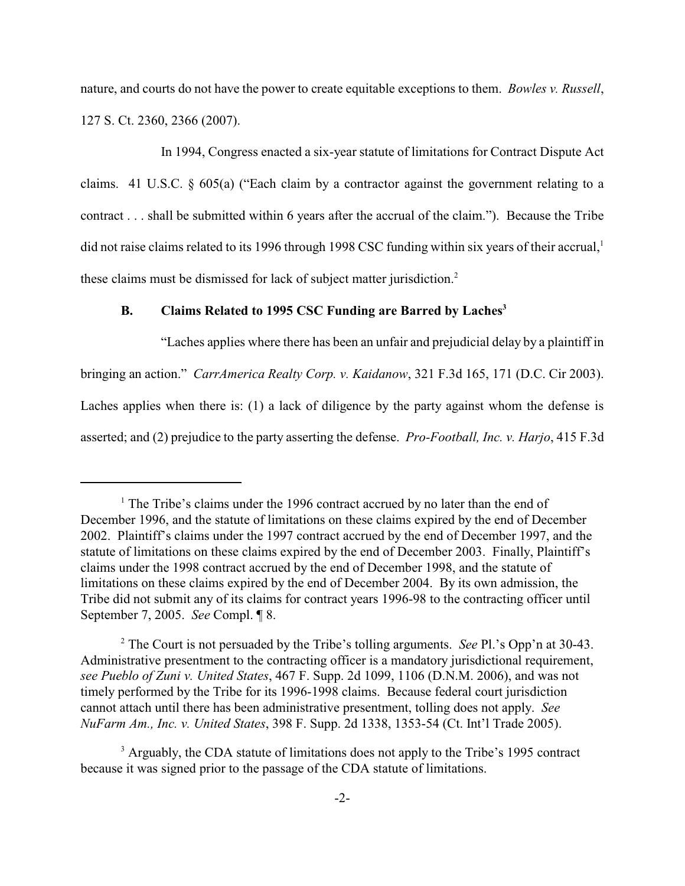nature, and courts do not have the power to create equitable exceptions to them. *Bowles v. Russell*, 127 S. Ct. 2360, 2366 (2007).

In 1994, Congress enacted a six-year statute of limitations for Contract Dispute Act claims. 41 U.S.C. § 605(a) ("Each claim by a contractor against the government relating to a contract . . . shall be submitted within 6 years after the accrual of the claim."). Because the Tribe did not raise claims related to its 1996 through 1998 CSC funding within six years of their accrual,[1] these claims must be dismissed for lack of subject matter jurisdiction.[2]

### B. Claims Related to 1995 CSC Funding are Barred by Laches[3]

"Laches applies where there has been an unfair and prejudicial delay by a plaintiff in bringing an action." *CarrAmerica Realty Corp. v. Kaidanow*, 321 F.3d 165, 171 (D.C. Cir 2003). Laches applies when there is: (1) a lack of diligence by the party against whom the defense is asserted; and (2) prejudice to the party asserting the defense. *Pro-Football, Inc. v. Harjo*, 415 F.3d

---

[1] The Tribe's claims under the 1996 contract accrued by no later than the end of December 1996, and the statute of limitations on these claims expired by the end of December 2002. Plaintiff's claims under the 1997 contract accrued by the end of December 1997, and the statute of limitations on these claims expired by the end of December 2003. Finally, Plaintiff's claims under the 1998 contract accrued by the end of December 1998, and the statute of limitations on these claims expired by the end of December 2004. By its own admission, the Tribe did not submit any of its claims for contract years 1996-98 to the contracting officer until September 7, 2005. *See* Compl. ¶ 8.

[2] The Court is not persuaded by the Tribe's tolling arguments. *See* Pl.'s Opp'n at 30-43. Administrative presentment to the contracting officer is a mandatory jurisdictional requirement, *see Pueblo of Zuni v. United States*, 467 F. Supp. 2d 1099, 1106 (D.N.M. 2006), and was not timely performed by the Tribe for its 1996-1998 claims. Because federal court jurisdiction cannot attach until there has been administrative presentment, tolling does not apply. *See NuFarm Am., Inc. v. United States*, 398 F. Supp. 2d 1338, 1353-54 (Ct. Int'l Trade 2005).

[3] Arguably, the CDA statute of limitations does not apply to the Tribe's 1995 contract because it was signed prior to the passage of the CDA statute of limitations.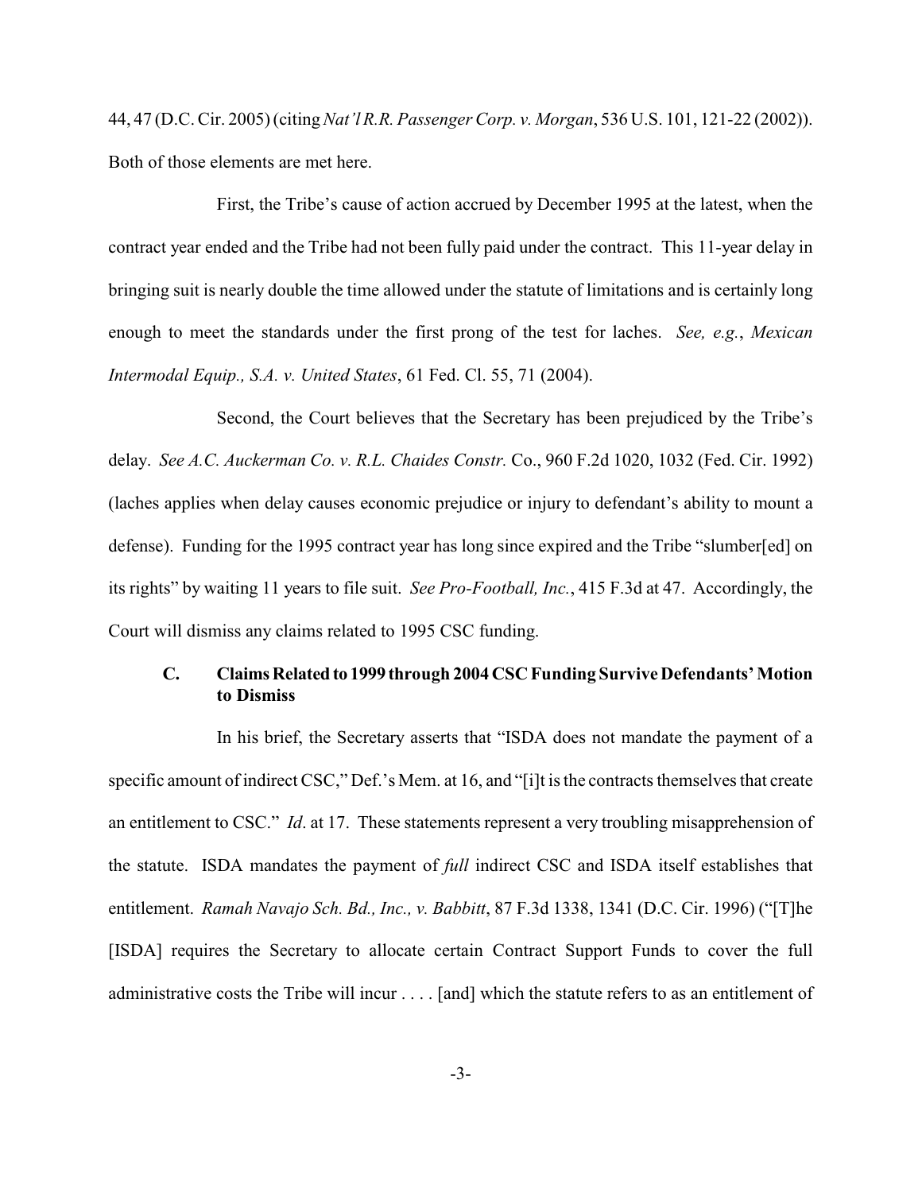44, 47 (D.C. Cir. 2005) (citing *Nat'l R.R. Passenger Corp. v. Morgan*, 536 U.S. 101, 121-22 (2002)). Both of those elements are met here.

First, the Tribe's cause of action accrued by December 1995 at the latest, when the contract year ended and the Tribe had not been fully paid under the contract. This 11-year delay in bringing suit is nearly double the time allowed under the statute of limitations and is certainly long enough to meet the standards under the first prong of the test for laches. *See, e.g.*, *Mexican Intermodal Equip., S.A. v. United States*, 61 Fed. Cl. 55, 71 (2004).

Second, the Court believes that the Secretary has been prejudiced by the Tribe's delay. *See A.C. Auckerman Co. v. R.L. Chaides Constr.* Co., 960 F.2d 1020, 1032 (Fed. Cir. 1992) (laches applies when delay causes economic prejudice or injury to defendant's ability to mount a defense). Funding for the 1995 contract year has long since expired and the Tribe "slumber[ed] on its rights" by waiting 11 years to file suit. *See Pro-Football, Inc.*, 415 F.3d at 47. Accordingly, the Court will dismiss any claims related to 1995 CSC funding.

### C. Claims Related to 1999 through 2004 CSC Funding Survive Defendants' Motion to Dismiss

In his brief, the Secretary asserts that "ISDA does not mandate the payment of a specific amount of indirect CSC," Def.'s Mem. at 16, and "[i]t is the contracts themselves that create an entitlement to CSC." *Id*. at 17. These statements represent a very troubling misapprehension of the statute. ISDA mandates the payment of *full* indirect CSC and ISDA itself establishes that entitlement. *Ramah Navajo Sch. Bd., Inc., v. Babbitt*, 87 F.3d 1338, 1341 (D.C. Cir. 1996) ("[T]he [ISDA] requires the Secretary to allocate certain Contract Support Funds to cover the full administrative costs the Tribe will incur . . . . [and] which the statute refers to as an entitlement of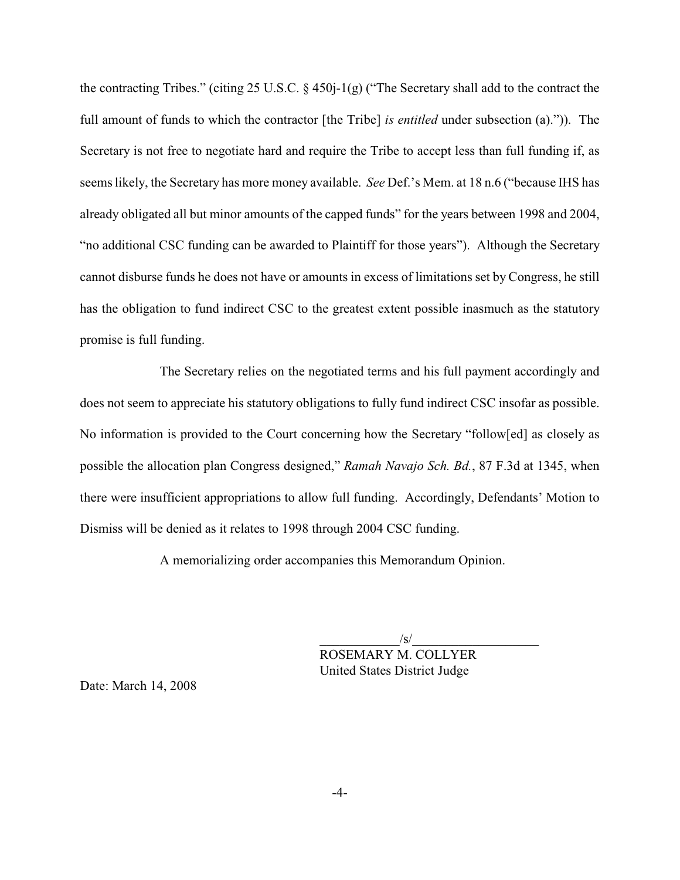the contracting Tribes." (citing 25 U.S.C. § 450j-1(g) ("The Secretary shall add to the contract the full amount of funds to which the contractor [the Tribe] *is entitled* under subsection (a).")). The Secretary is not free to negotiate hard and require the Tribe to accept less than full funding if, as seems likely, the Secretary has more money available. *See* Def.'s Mem. at 18 n.6 ("because IHS has already obligated all but minor amounts of the capped funds" for the years between 1998 and 2004, "no additional CSC funding can be awarded to Plaintiff for those years"). Although the Secretary cannot disburse funds he does not have or amounts in excess of limitations set by Congress, he still has the obligation to fund indirect CSC to the greatest extent possible inasmuch as the statutory promise is full funding.

The Secretary relies on the negotiated terms and his full payment accordingly and does not seem to appreciate his statutory obligations to fully fund indirect CSC insofar as possible. No information is provided to the Court concerning how the Secretary "follow[ed] as closely as possible the allocation plan Congress designed," *Ramah Navajo Sch. Bd.*, 87 F.3d at 1345, when there were insufficient appropriations to allow full funding. Accordingly, Defendants' Motion to Dismiss will be denied as it relates to 1998 through 2004 CSC funding.

A memorializing order accompanies this Memorandum Opinion.

/s/
ROSEMARY M. COLLYER
United States District Judge

Date: March 14, 2008